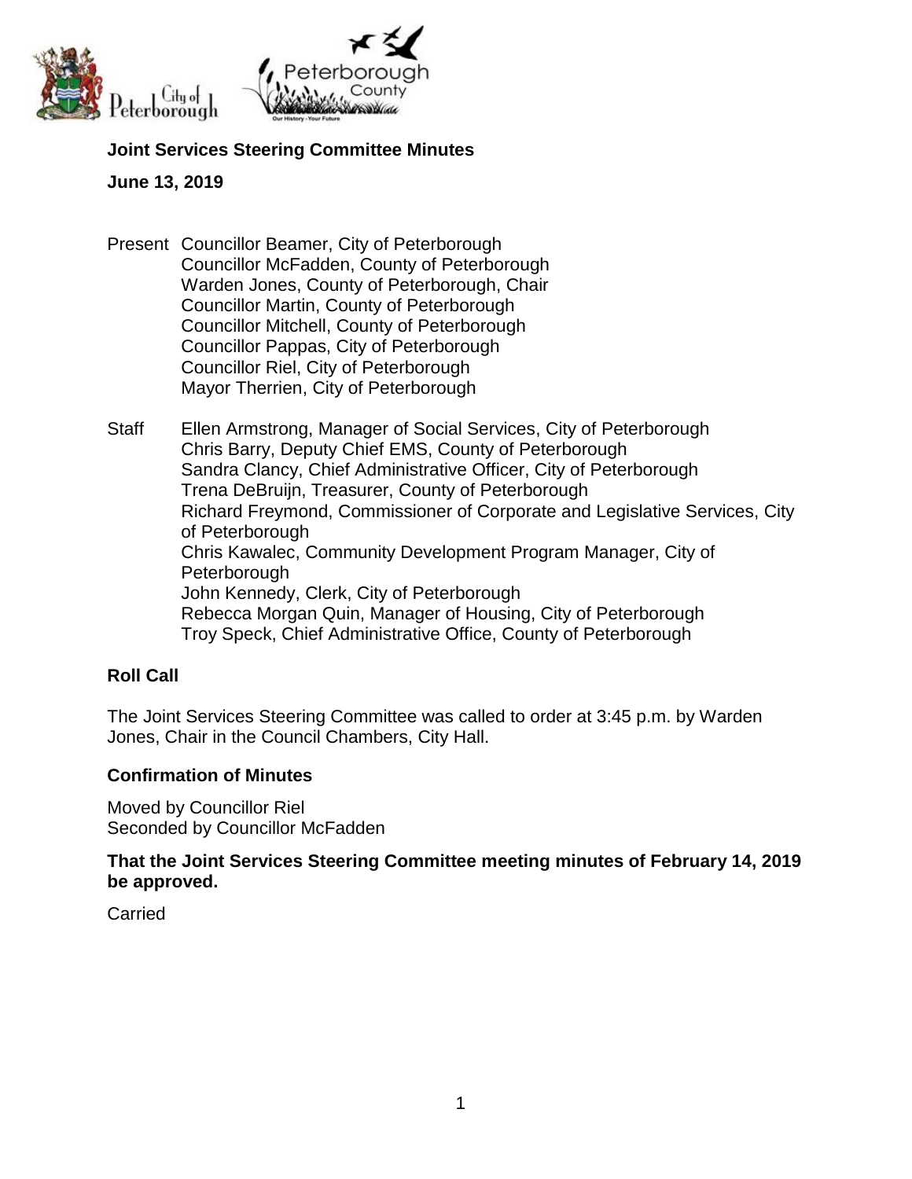**Joint Services Steering Committee Minutes**

**June 13, 2019**

Present Councillor Beamer, City of Peterborough
Councillor McFadden, County of Peterborough
Warden Jones, County of Peterborough, Chair
Councillor Martin, County of Peterborough
Councillor Mitchell, County of Peterborough
Councillor Pappas, City of Peterborough
Councillor Riel, City of Peterborough
Mayor Therrien, City of Peterborough

Staff Ellen Armstrong, Manager of Social Services, City of Peterborough
Chris Barry, Deputy Chief EMS, County of Peterborough
Sandra Clancy, Chief Administrative Officer, City of Peterborough
Trena DeBruijn, Treasurer, County of Peterborough
Richard Freymond, Commissioner of Corporate and Legislative Services, City of Peterborough
Chris Kawalec, Community Development Program Manager, City of Peterborough
John Kennedy, Clerk, City of Peterborough
Rebecca Morgan Quin, Manager of Housing, City of Peterborough
Troy Speck, Chief Administrative Office, County of Peterborough

## Roll Call

The Joint Services Steering Committee was called to order at 3:45 p.m. by Warden Jones, Chair in the Council Chambers, City Hall.

## Confirmation of Minutes

Moved by Councillor Riel
Seconded by Councillor McFadden

**That the Joint Services Steering Committee meeting minutes of February 14, 2019 be approved.**

Carried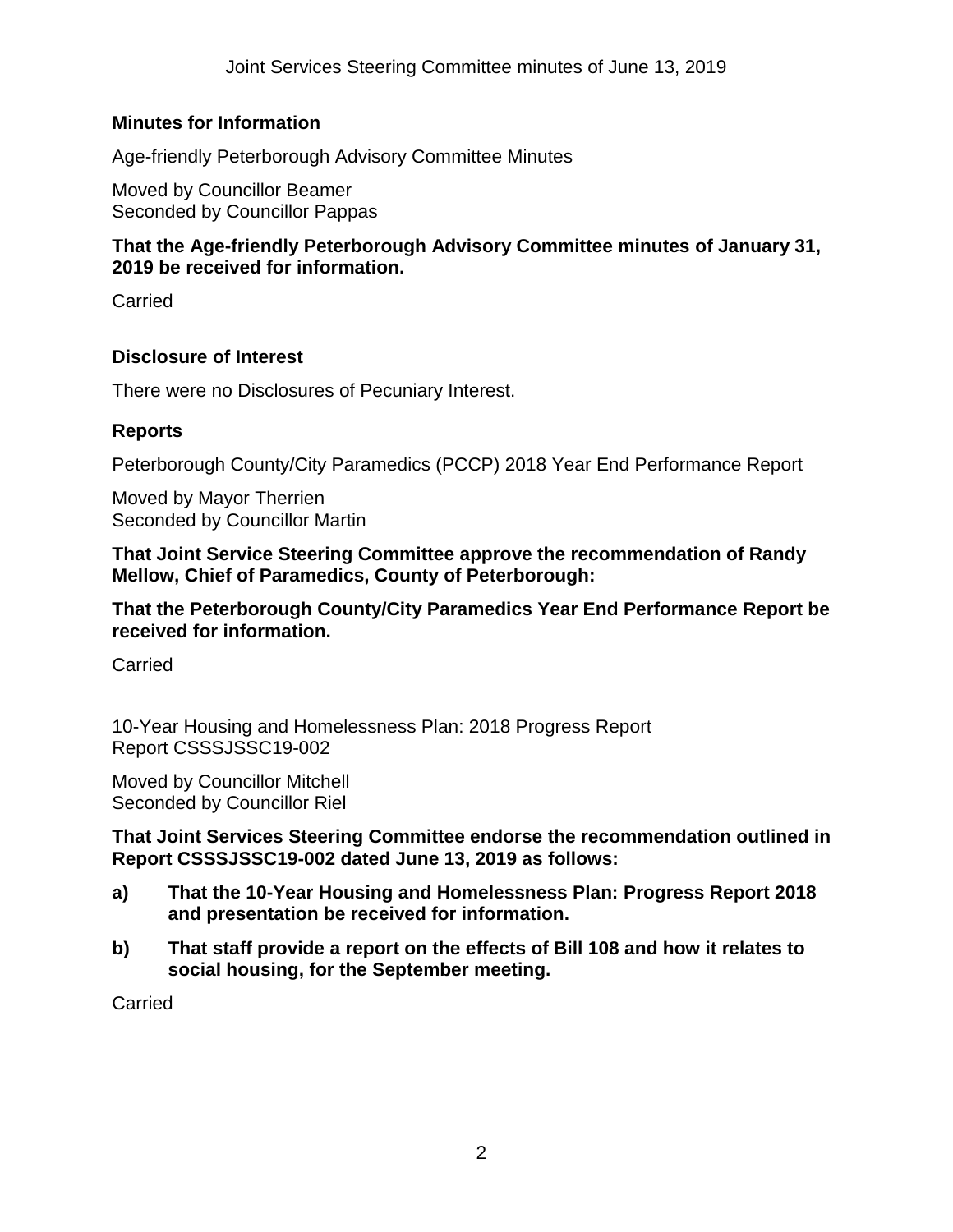## Minutes for Information

Age-friendly Peterborough Advisory Committee Minutes

Moved by Councillor Beamer
Seconded by Councillor Pappas

**That the Age-friendly Peterborough Advisory Committee minutes of January 31, 2019 be received for information.**

Carried

## Disclosure of Interest

There were no Disclosures of Pecuniary Interest.

## Reports

Peterborough County/City Paramedics (PCCP) 2018 Year End Performance Report

Moved by Mayor Therrien
Seconded by Councillor Martin

**That Joint Service Steering Committee approve the recommendation of Randy Mellow, Chief of Paramedics, County of Peterborough:**

**That the Peterborough County/City Paramedics Year End Performance Report be received for information.**

Carried

10-Year Housing and Homelessness Plan: 2018 Progress Report
Report CSSSJSSC19-002

Moved by Councillor Mitchell
Seconded by Councillor Riel

**That Joint Services Steering Committee endorse the recommendation outlined in Report CSSSJSSC19-002 dated June 13, 2019 as follows:**

**a) That the 10-Year Housing and Homelessness Plan: Progress Report 2018 and presentation be received for information.**

**b) That staff provide a report on the effects of Bill 108 and how it relates to social housing, for the September meeting.**

Carried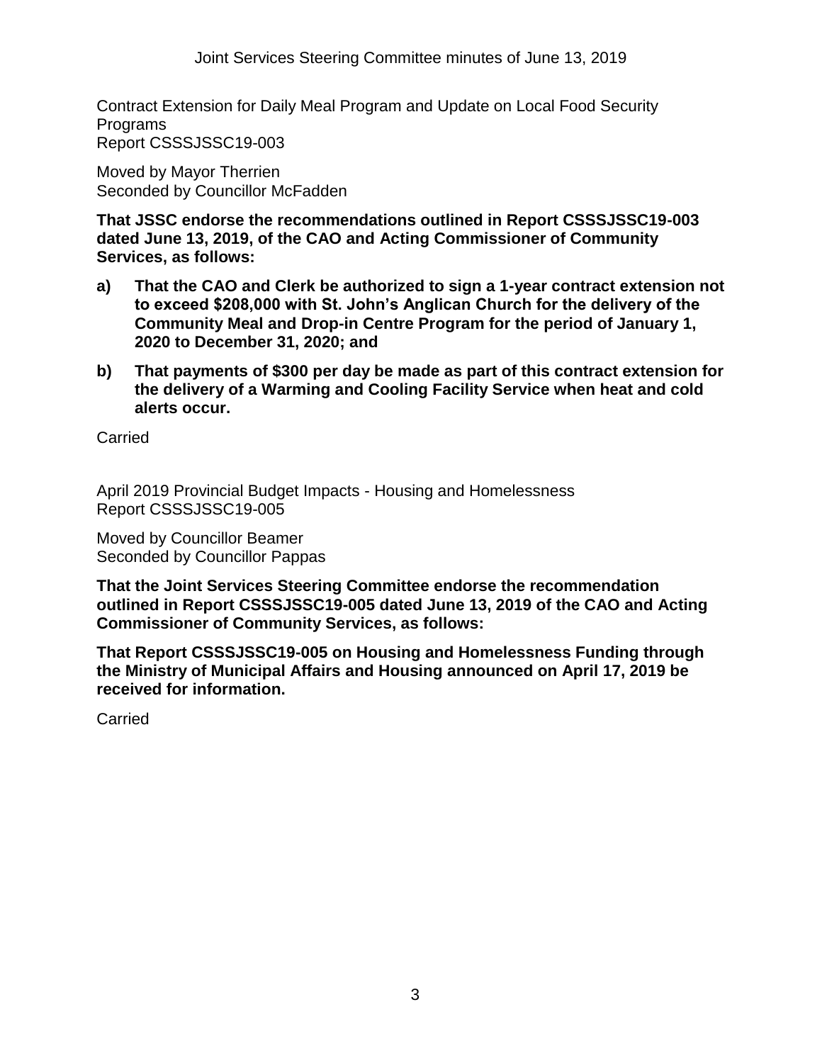Contract Extension for Daily Meal Program and Update on Local Food Security Programs
Report CSSSJSSC19-003

Moved by Mayor Therrien
Seconded by Councillor McFadden

**That JSSC endorse the recommendations outlined in Report CSSSJSSC19-003 dated June 13, 2019, of the CAO and Acting Commissioner of Community Services, as follows:**

**a) That the CAO and Clerk be authorized to sign a 1-year contract extension not to exceed $208,000 with St. John's Anglican Church for the delivery of the Community Meal and Drop-in Centre Program for the period of January 1, 2020 to December 31, 2020; and**

**b) That payments of $300 per day be made as part of this contract extension for the delivery of a Warming and Cooling Facility Service when heat and cold alerts occur.**

Carried

April 2019 Provincial Budget Impacts - Housing and Homelessness
Report CSSSJSSC19-005

Moved by Councillor Beamer
Seconded by Councillor Pappas

**That the Joint Services Steering Committee endorse the recommendation outlined in Report CSSSJSSC19-005 dated June 13, 2019 of the CAO and Acting Commissioner of Community Services, as follows:**

**That Report CSSSJSSC19-005 on Housing and Homelessness Funding through the Ministry of Municipal Affairs and Housing announced on April 17, 2019 be received for information.**

Carried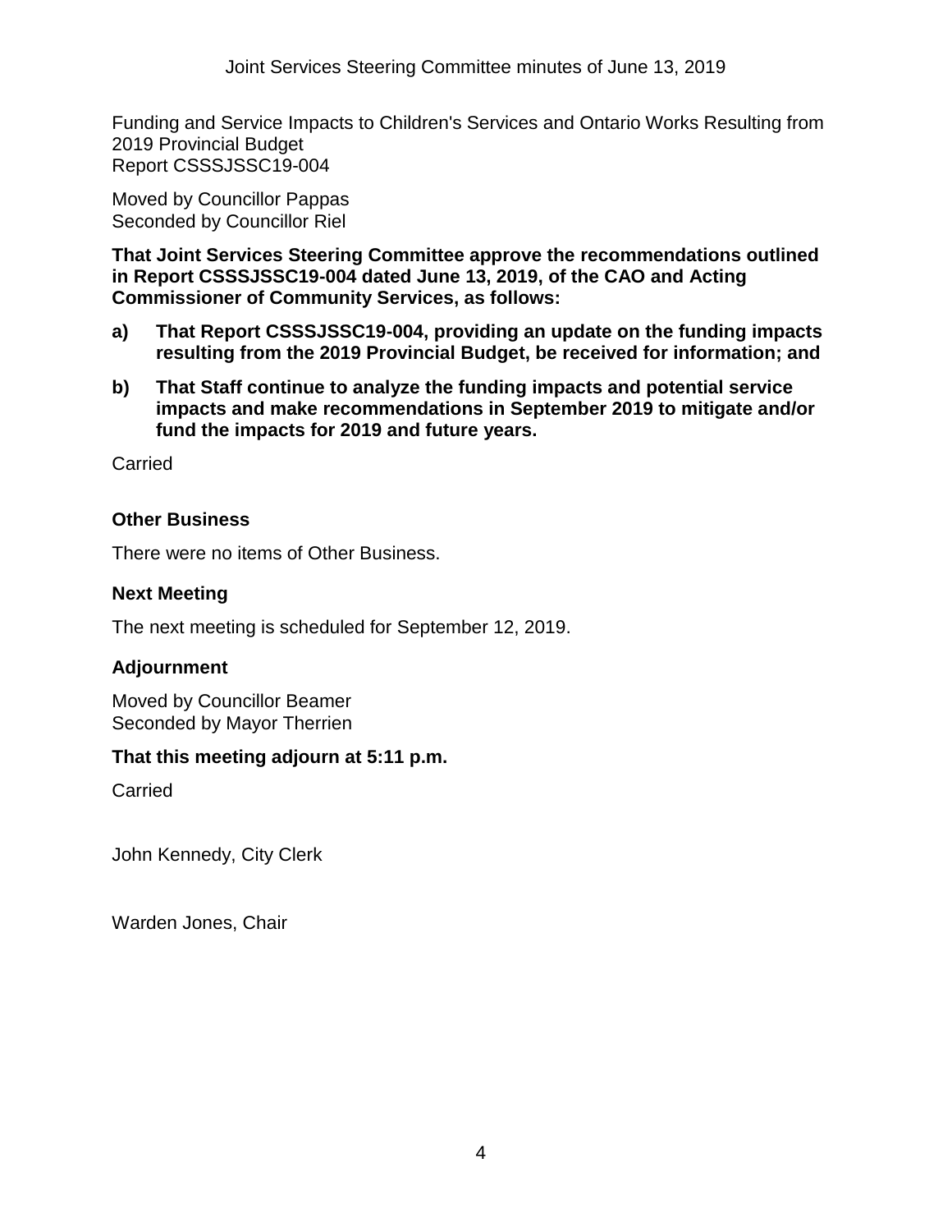Funding and Service Impacts to Children's Services and Ontario Works Resulting from 2019 Provincial Budget
Report CSSSJSSC19-004

Moved by Councillor Pappas
Seconded by Councillor Riel

**That Joint Services Steering Committee approve the recommendations outlined in Report CSSSJSSC19-004 dated June 13, 2019, of the CAO and Acting Commissioner of Community Services, as follows:**

**a) That Report CSSSJSSC19-004, providing an update on the funding impacts resulting from the 2019 Provincial Budget, be received for information; and**

**b) That Staff continue to analyze the funding impacts and potential service impacts and make recommendations in September 2019 to mitigate and/or fund the impacts for 2019 and future years.**

Carried

## Other Business

There were no items of Other Business.

## Next Meeting

The next meeting is scheduled for September 12, 2019.

## Adjournment

Moved by Councillor Beamer
Seconded by Mayor Therrien

**That this meeting adjourn at 5:11 p.m.**

Carried

John Kennedy, City Clerk

Warden Jones, Chair